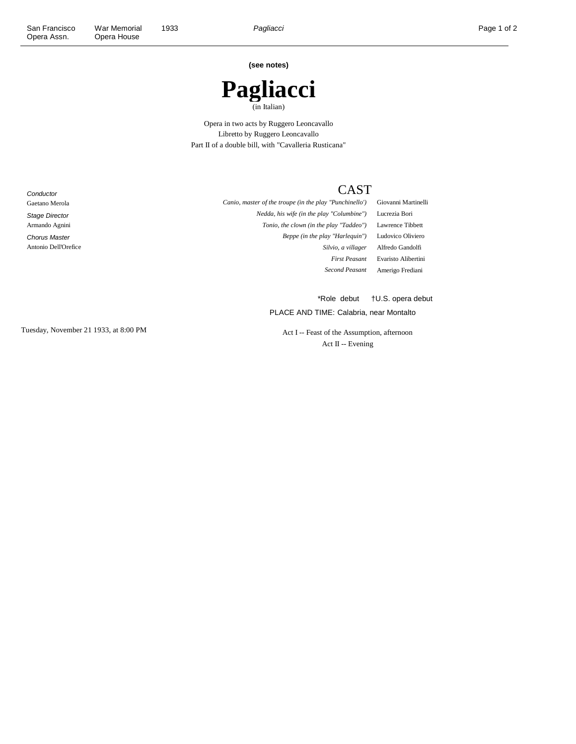**(see notes)**

# Pagliacci

(in Italian)

Opera in two acts by Ruggero Leoncavallo
Libretto by Ruggero Leoncavallo
Part II of a double bill, with "Cavalleria Rusticana"

*Conductor*
Gaetano Merola

*Stage Director*
Armando Agnini

*Chorus Master*
Antonio Dell'Orefice

## CAST

| Role | Performer |
|---|---|
| *Canio, master of the troupe (in the play "Punchinello')* | Giovanni Martinelli |
| *Nedda, his wife (in the play "Columbine")* | Lucrezia Bori |
| *Tonio, the clown (in the play "Taddeo")* | Lawrence Tibbett |
| *Beppe (in the play "Harlequin")* | Ludovico Oliviero |
| *Silvio, a villager* | Alfredo Gandolfi |
| *First Peasant* | Evaristo Alibertini |
| *Second Peasant* | Amerigo Frediani |

*Role debut †U.S. opera debut

PLACE AND TIME: Calabria, near Montalto

Tuesday, November 21 1933, at 8:00 PM

Act I -- Feast of the Assumption, afternoon
Act II -- Evening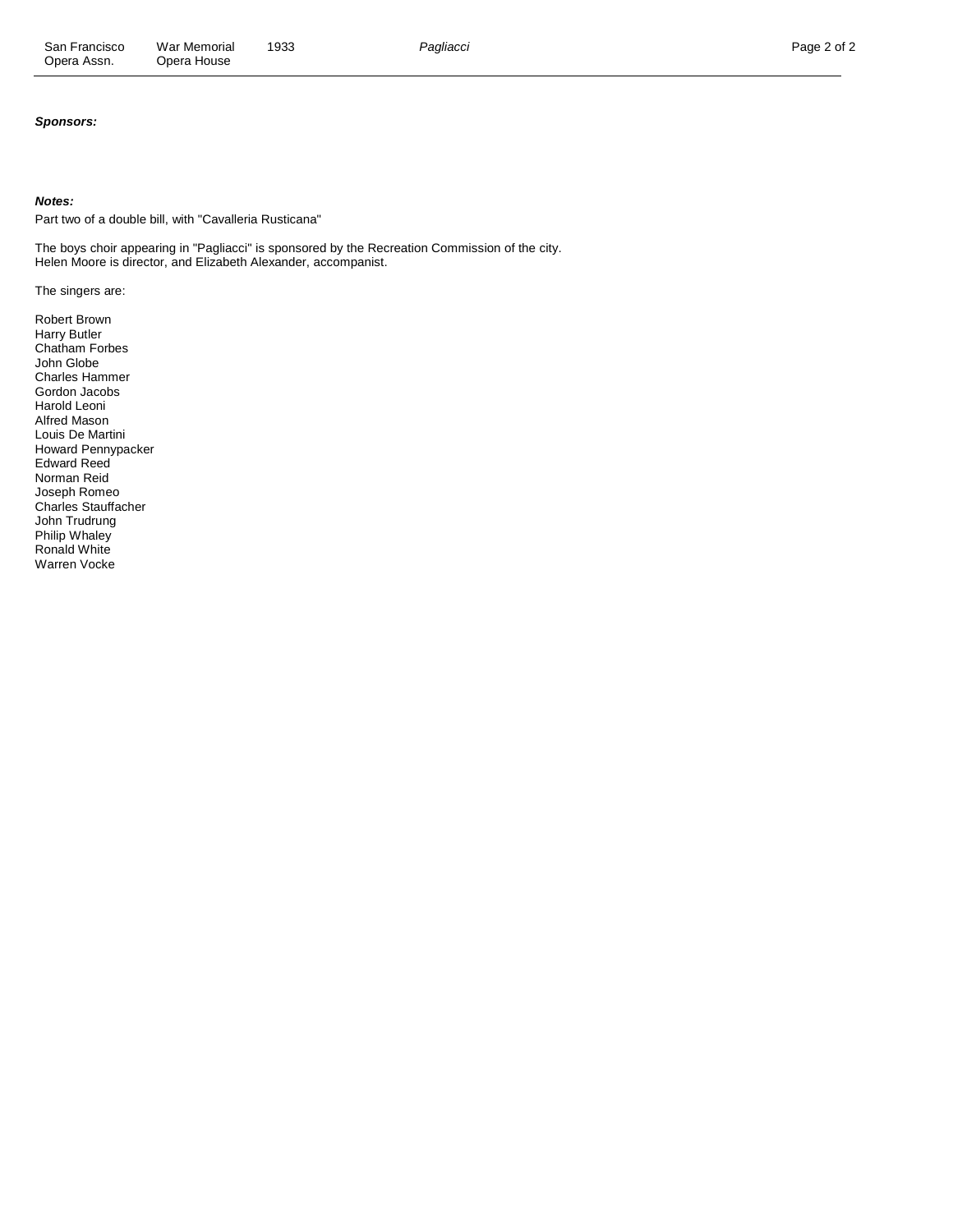***Sponsors:***

***Notes:***

Part two of a double bill, with "Cavalleria Rusticana"

The boys choir appearing in "Pagliacci" is sponsored by the Recreation Commission of the city.
Helen Moore is director, and Elizabeth Alexander, accompanist.

The singers are:

Robert Brown
Harry Butler
Chatham Forbes
John Globe
Charles Hammer
Gordon Jacobs
Harold Leoni
Alfred Mason
Louis De Martini
Howard Pennypacker
Edward Reed
Norman Reid
Joseph Romeo
Charles Stauffacher
John Trudrung
Philip Whaley
Ronald White
Warren Vocke